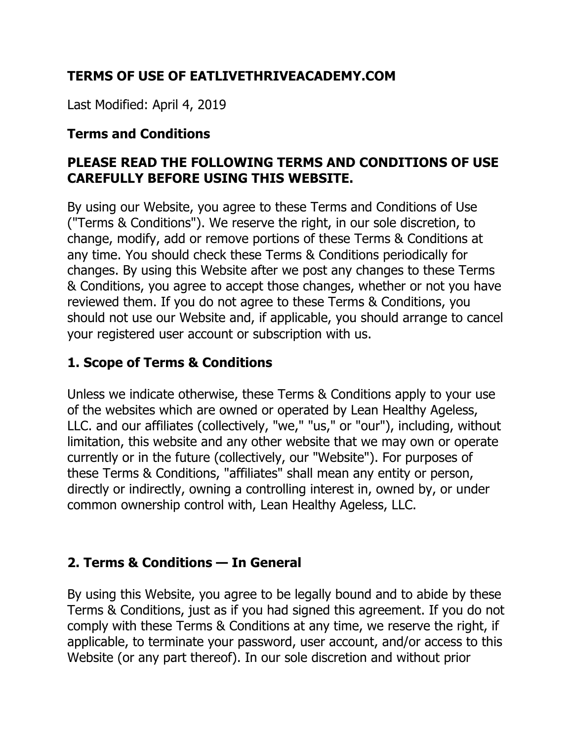# TERMS OF USE OF EATLIVETHRIVEACADEMY.COM

Last Modified: April 4, 2019

## Terms and Conditions

## PLEASE READ THE FOLLOWING TERMS AND CONDITIONS OF USE CAREFULLY BEFORE USING THIS WEBSITE.

By using our Website, you agree to these Terms and Conditions of Use ("Terms & Conditions"). We reserve the right, in our sole discretion, to change, modify, add or remove portions of these Terms & Conditions at any time. You should check these Terms & Conditions periodically for changes. By using this Website after we post any changes to these Terms & Conditions, you agree to accept those changes, whether or not you have reviewed them. If you do not agree to these Terms & Conditions, you should not use our Website and, if applicable, you should arrange to cancel your registered user account or subscription with us.

## 1. Scope of Terms & Conditions

Unless we indicate otherwise, these Terms & Conditions apply to your use of the websites which are owned or operated by Lean Healthy Ageless, LLC. and our affiliates (collectively, "we," "us," or "our"), including, without limitation, this website and any other website that we may own or operate currently or in the future (collectively, our "Website"). For purposes of these Terms & Conditions, "affiliates" shall mean any entity or person, directly or indirectly, owning a controlling interest in, owned by, or under common ownership control with, Lean Healthy Ageless, LLC.

## 2. Terms & Conditions — In General

By using this Website, you agree to be legally bound and to abide by these Terms & Conditions, just as if you had signed this agreement. If you do not comply with these Terms & Conditions at any time, we reserve the right, if applicable, to terminate your password, user account, and/or access to this Website (or any part thereof). In our sole discretion and without prior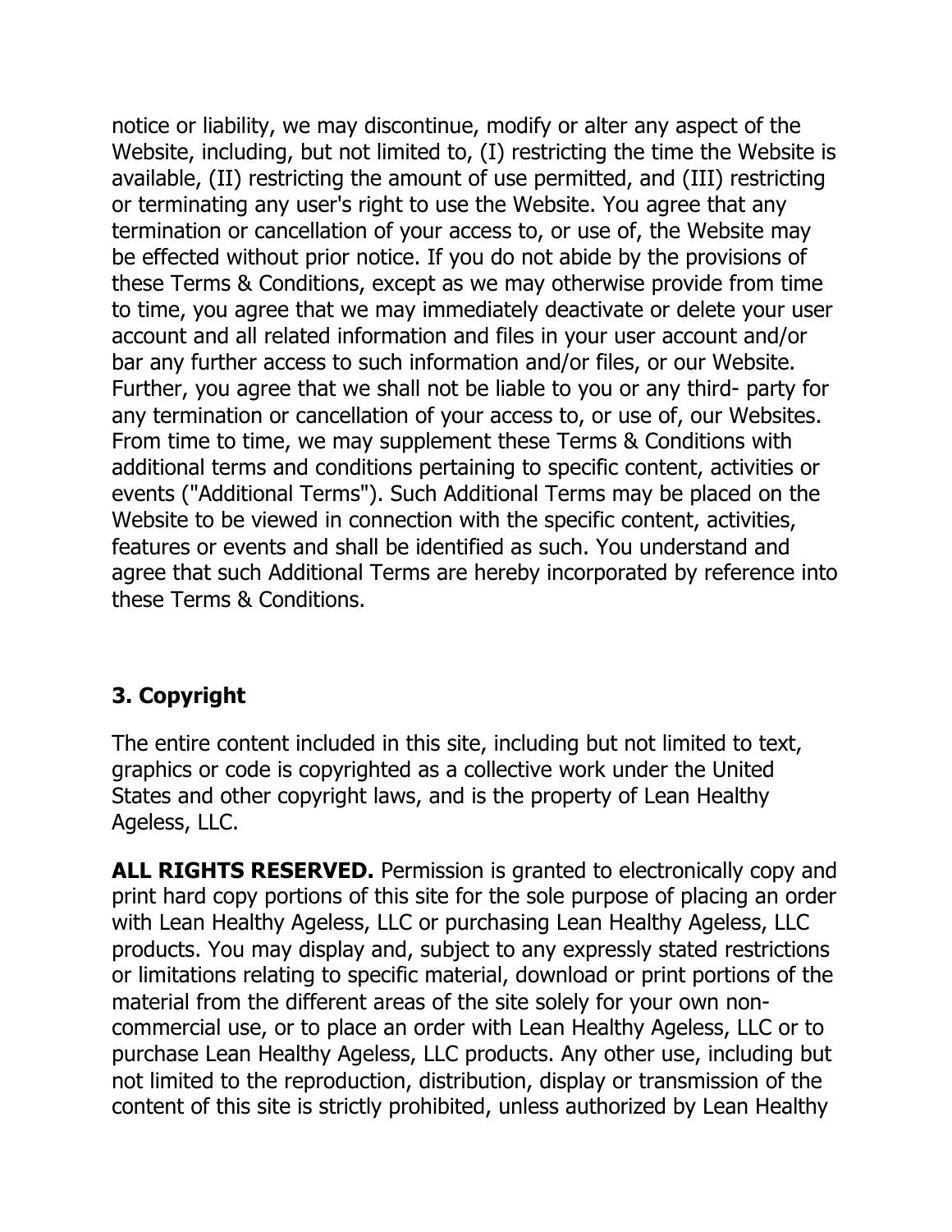notice or liability, we may discontinue, modify or alter any aspect of the Website, including, but not limited to, (I) restricting the time the Website is available, (II) restricting the amount of use permitted, and (III) restricting or terminating any user's right to use the Website. You agree that any termination or cancellation of your access to, or use of, the Website may be effected without prior notice. If you do not abide by the provisions of these Terms & Conditions, except as we may otherwise provide from time to time, you agree that we may immediately deactivate or delete your user account and all related information and files in your user account and/or bar any further access to such information and/or files, or our Website. Further, you agree that we shall not be liable to you or any third- party for any termination or cancellation of your access to, or use of, our Websites. From time to time, we may supplement these Terms & Conditions with additional terms and conditions pertaining to specific content, activities or events ("Additional Terms"). Such Additional Terms may be placed on the Website to be viewed in connection with the specific content, activities, features or events and shall be identified as such. You understand and agree that such Additional Terms are hereby incorporated by reference into these Terms & Conditions.

### 3. Copyright

The entire content included in this site, including but not limited to text, graphics or code is copyrighted as a collective work under the United States and other copyright laws, and is the property of Lean Healthy Ageless, LLC.

**ALL RIGHTS RESERVED.** Permission is granted to electronically copy and print hard copy portions of this site for the sole purpose of placing an order with Lean Healthy Ageless, LLC or purchasing Lean Healthy Ageless, LLC products. You may display and, subject to any expressly stated restrictions or limitations relating to specific material, download or print portions of the material from the different areas of the site solely for your own non-commercial use, or to place an order with Lean Healthy Ageless, LLC or to purchase Lean Healthy Ageless, LLC products. Any other use, including but not limited to the reproduction, distribution, display or transmission of the content of this site is strictly prohibited, unless authorized by Lean Healthy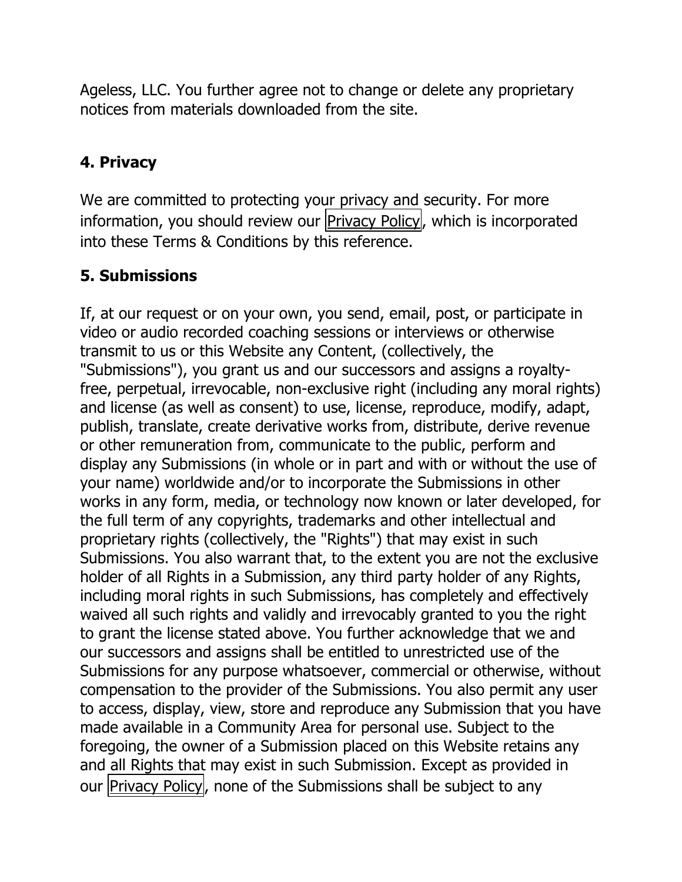Ageless, LLC. You further agree not to change or delete any proprietary notices from materials downloaded from the site.

## 4. Privacy

We are committed to protecting your privacy and security. For more information, you should review our Privacy Policy, which is incorporated into these Terms & Conditions by this reference.

## 5. Submissions

If, at our request or on your own, you send, email, post, or participate in video or audio recorded coaching sessions or interviews or otherwise transmit to us or this Website any Content, (collectively, the "Submissions"), you grant us and our successors and assigns a royalty-free, perpetual, irrevocable, non-exclusive right (including any moral rights) and license (as well as consent) to use, license, reproduce, modify, adapt, publish, translate, create derivative works from, distribute, derive revenue or other remuneration from, communicate to the public, perform and display any Submissions (in whole or in part and with or without the use of your name) worldwide and/or to incorporate the Submissions in other works in any form, media, or technology now known or later developed, for the full term of any copyrights, trademarks and other intellectual and proprietary rights (collectively, the "Rights") that may exist in such Submissions. You also warrant that, to the extent you are not the exclusive holder of all Rights in a Submission, any third party holder of any Rights, including moral rights in such Submissions, has completely and effectively waived all such rights and validly and irrevocably granted to you the right to grant the license stated above. You further acknowledge that we and our successors and assigns shall be entitled to unrestricted use of the Submissions for any purpose whatsoever, commercial or otherwise, without compensation to the provider of the Submissions. You also permit any user to access, display, view, store and reproduce any Submission that you have made available in a Community Area for personal use. Subject to the foregoing, the owner of a Submission placed on this Website retains any and all Rights that may exist in such Submission. Except as provided in our Privacy Policy, none of the Submissions shall be subject to any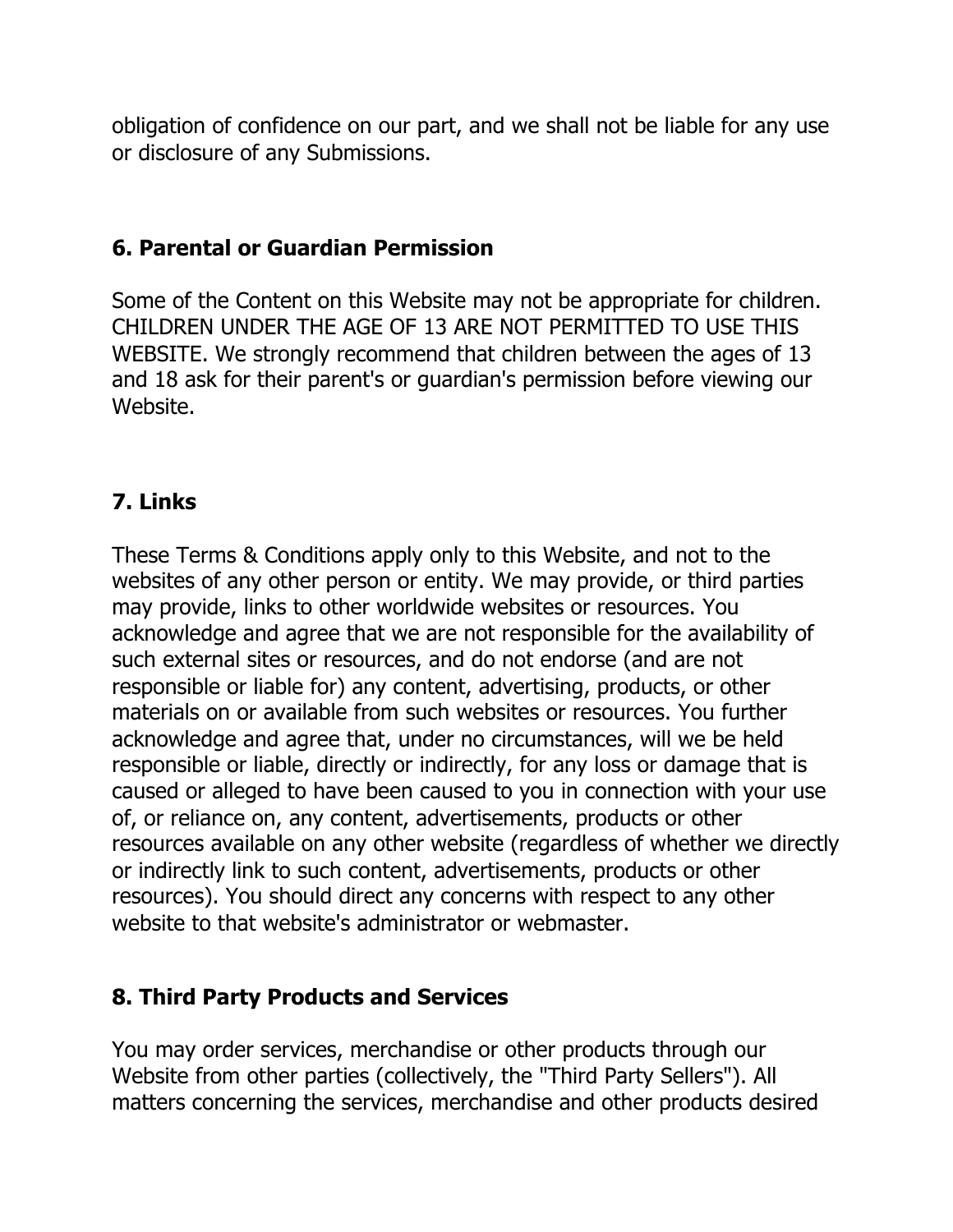obligation of confidence on our part, and we shall not be liable for any use or disclosure of any Submissions.

## 6. Parental or Guardian Permission

Some of the Content on this Website may not be appropriate for children. CHILDREN UNDER THE AGE OF 13 ARE NOT PERMITTED TO USE THIS WEBSITE. We strongly recommend that children between the ages of 13 and 18 ask for their parent's or guardian's permission before viewing our Website.

## 7. Links

These Terms & Conditions apply only to this Website, and not to the websites of any other person or entity. We may provide, or third parties may provide, links to other worldwide websites or resources. You acknowledge and agree that we are not responsible for the availability of such external sites or resources, and do not endorse (and are not responsible or liable for) any content, advertising, products, or other materials on or available from such websites or resources. You further acknowledge and agree that, under no circumstances, will we be held responsible or liable, directly or indirectly, for any loss or damage that is caused or alleged to have been caused to you in connection with your use of, or reliance on, any content, advertisements, products or other resources available on any other website (regardless of whether we directly or indirectly link to such content, advertisements, products or other resources). You should direct any concerns with respect to any other website to that website's administrator or webmaster.

## 8. Third Party Products and Services

You may order services, merchandise or other products through our Website from other parties (collectively, the "Third Party Sellers"). All matters concerning the services, merchandise and other products desired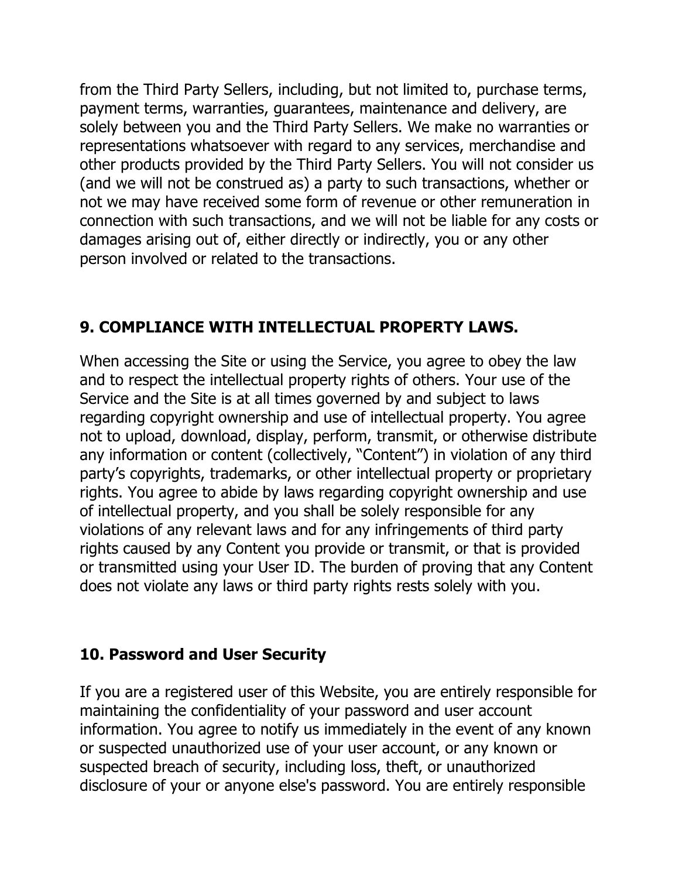from the Third Party Sellers, including, but not limited to, purchase terms, payment terms, warranties, guarantees, maintenance and delivery, are solely between you and the Third Party Sellers. We make no warranties or representations whatsoever with regard to any services, merchandise and other products provided by the Third Party Sellers. You will not consider us (and we will not be construed as) a party to such transactions, whether or not we may have received some form of revenue or other remuneration in connection with such transactions, and we will not be liable for any costs or damages arising out of, either directly or indirectly, you or any other person involved or related to the transactions.

## 9. COMPLIANCE WITH INTELLECTUAL PROPERTY LAWS.

When accessing the Site or using the Service, you agree to obey the law and to respect the intellectual property rights of others. Your use of the Service and the Site is at all times governed by and subject to laws regarding copyright ownership and use of intellectual property. You agree not to upload, download, display, perform, transmit, or otherwise distribute any information or content (collectively, "Content") in violation of any third party's copyrights, trademarks, or other intellectual property or proprietary rights. You agree to abide by laws regarding copyright ownership and use of intellectual property, and you shall be solely responsible for any violations of any relevant laws and for any infringements of third party rights caused by any Content you provide or transmit, or that is provided or transmitted using your User ID. The burden of proving that any Content does not violate any laws or third party rights rests solely with you.

## 10. Password and User Security

If you are a registered user of this Website, you are entirely responsible for maintaining the confidentiality of your password and user account information. You agree to notify us immediately in the event of any known or suspected unauthorized use of your user account, or any known or suspected breach of security, including loss, theft, or unauthorized disclosure of your or anyone else's password. You are entirely responsible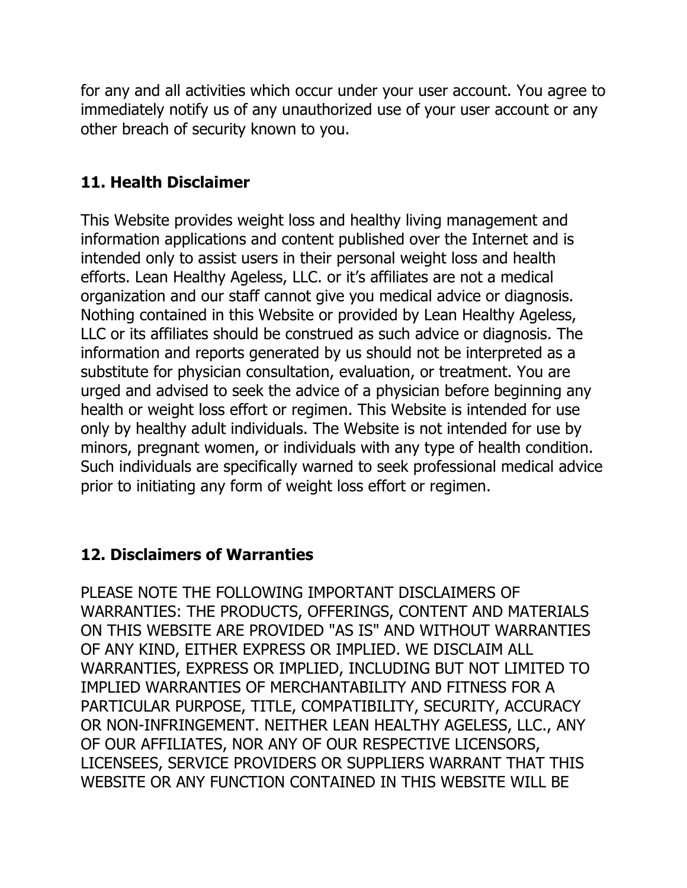for any and all activities which occur under your user account. You agree to immediately notify us of any unauthorized use of your user account or any other breach of security known to you.

## 11. Health Disclaimer

This Website provides weight loss and healthy living management and information applications and content published over the Internet and is intended only to assist users in their personal weight loss and health efforts. Lean Healthy Ageless, LLC. or it's affiliates are not a medical organization and our staff cannot give you medical advice or diagnosis. Nothing contained in this Website or provided by Lean Healthy Ageless, LLC or its affiliates should be construed as such advice or diagnosis. The information and reports generated by us should not be interpreted as a substitute for physician consultation, evaluation, or treatment. You are urged and advised to seek the advice of a physician before beginning any health or weight loss effort or regimen. This Website is intended for use only by healthy adult individuals. The Website is not intended for use by minors, pregnant women, or individuals with any type of health condition. Such individuals are specifically warned to seek professional medical advice prior to initiating any form of weight loss effort or regimen.

## 12. Disclaimers of Warranties

PLEASE NOTE THE FOLLOWING IMPORTANT DISCLAIMERS OF WARRANTIES: THE PRODUCTS, OFFERINGS, CONTENT AND MATERIALS ON THIS WEBSITE ARE PROVIDED "AS IS" AND WITHOUT WARRANTIES OF ANY KIND, EITHER EXPRESS OR IMPLIED. WE DISCLAIM ALL WARRANTIES, EXPRESS OR IMPLIED, INCLUDING BUT NOT LIMITED TO IMPLIED WARRANTIES OF MERCHANTABILITY AND FITNESS FOR A PARTICULAR PURPOSE, TITLE, COMPATIBILITY, SECURITY, ACCURACY OR NON-INFRINGEMENT. NEITHER LEAN HEALTHY AGELESS, LLC., ANY OF OUR AFFILIATES, NOR ANY OF OUR RESPECTIVE LICENSORS, LICENSEES, SERVICE PROVIDERS OR SUPPLIERS WARRANT THAT THIS WEBSITE OR ANY FUNCTION CONTAINED IN THIS WEBSITE WILL BE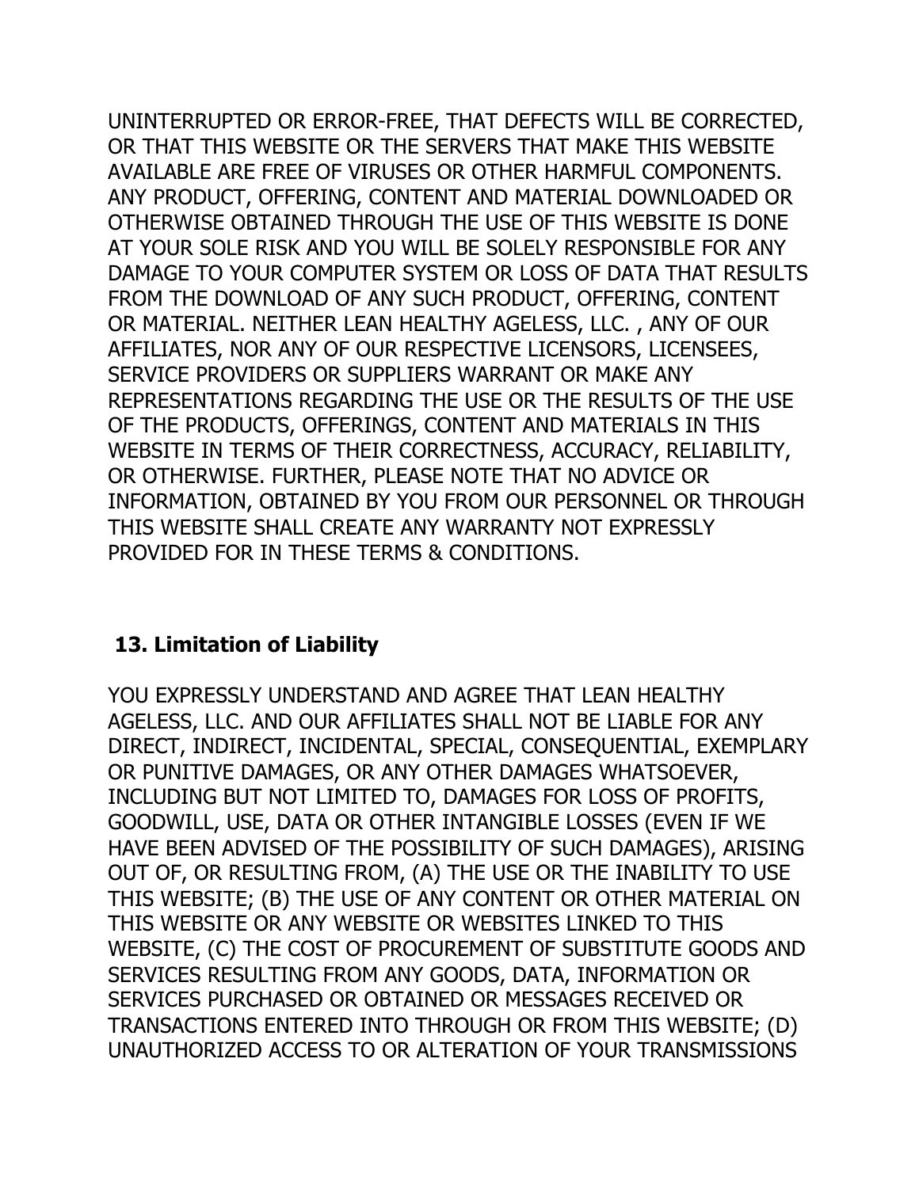UNINTERRUPTED OR ERROR-FREE, THAT DEFECTS WILL BE CORRECTED, OR THAT THIS WEBSITE OR THE SERVERS THAT MAKE THIS WEBSITE AVAILABLE ARE FREE OF VIRUSES OR OTHER HARMFUL COMPONENTS. ANY PRODUCT, OFFERING, CONTENT AND MATERIAL DOWNLOADED OR OTHERWISE OBTAINED THROUGH THE USE OF THIS WEBSITE IS DONE AT YOUR SOLE RISK AND YOU WILL BE SOLELY RESPONSIBLE FOR ANY DAMAGE TO YOUR COMPUTER SYSTEM OR LOSS OF DATA THAT RESULTS FROM THE DOWNLOAD OF ANY SUCH PRODUCT, OFFERING, CONTENT OR MATERIAL. NEITHER LEAN HEALTHY AGELESS, LLC. , ANY OF OUR AFFILIATES, NOR ANY OF OUR RESPECTIVE LICENSORS, LICENSEES, SERVICE PROVIDERS OR SUPPLIERS WARRANT OR MAKE ANY REPRESENTATIONS REGARDING THE USE OR THE RESULTS OF THE USE OF THE PRODUCTS, OFFERINGS, CONTENT AND MATERIALS IN THIS WEBSITE IN TERMS OF THEIR CORRECTNESS, ACCURACY, RELIABILITY, OR OTHERWISE. FURTHER, PLEASE NOTE THAT NO ADVICE OR INFORMATION, OBTAINED BY YOU FROM OUR PERSONNEL OR THROUGH THIS WEBSITE SHALL CREATE ANY WARRANTY NOT EXPRESSLY PROVIDED FOR IN THESE TERMS & CONDITIONS.

## 13. Limitation of Liability

YOU EXPRESSLY UNDERSTAND AND AGREE THAT LEAN HEALTHY AGELESS, LLC. AND OUR AFFILIATES SHALL NOT BE LIABLE FOR ANY DIRECT, INDIRECT, INCIDENTAL, SPECIAL, CONSEQUENTIAL, EXEMPLARY OR PUNITIVE DAMAGES, OR ANY OTHER DAMAGES WHATSOEVER, INCLUDING BUT NOT LIMITED TO, DAMAGES FOR LOSS OF PROFITS, GOODWILL, USE, DATA OR OTHER INTANGIBLE LOSSES (EVEN IF WE HAVE BEEN ADVISED OF THE POSSIBILITY OF SUCH DAMAGES), ARISING OUT OF, OR RESULTING FROM, (A) THE USE OR THE INABILITY TO USE THIS WEBSITE; (B) THE USE OF ANY CONTENT OR OTHER MATERIAL ON THIS WEBSITE OR ANY WEBSITE OR WEBSITES LINKED TO THIS WEBSITE, (C) THE COST OF PROCUREMENT OF SUBSTITUTE GOODS AND SERVICES RESULTING FROM ANY GOODS, DATA, INFORMATION OR SERVICES PURCHASED OR OBTAINED OR MESSAGES RECEIVED OR TRANSACTIONS ENTERED INTO THROUGH OR FROM THIS WEBSITE; (D) UNAUTHORIZED ACCESS TO OR ALTERATION OF YOUR TRANSMISSIONS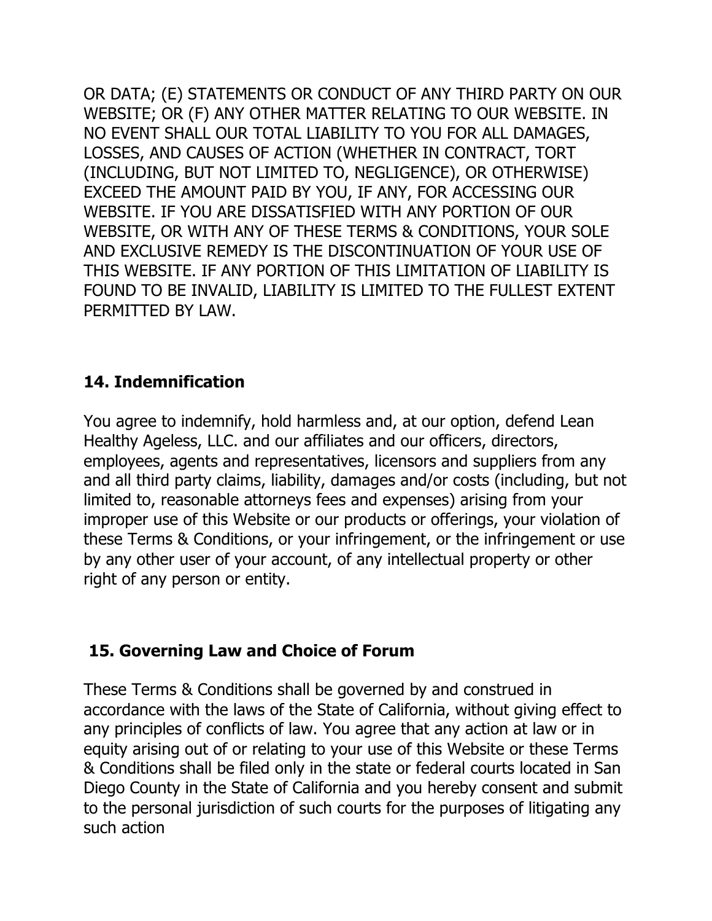OR DATA; (E) STATEMENTS OR CONDUCT OF ANY THIRD PARTY ON OUR WEBSITE; OR (F) ANY OTHER MATTER RELATING TO OUR WEBSITE. IN NO EVENT SHALL OUR TOTAL LIABILITY TO YOU FOR ALL DAMAGES, LOSSES, AND CAUSES OF ACTION (WHETHER IN CONTRACT, TORT (INCLUDING, BUT NOT LIMITED TO, NEGLIGENCE), OR OTHERWISE) EXCEED THE AMOUNT PAID BY YOU, IF ANY, FOR ACCESSING OUR WEBSITE. IF YOU ARE DISSATISFIED WITH ANY PORTION OF OUR WEBSITE, OR WITH ANY OF THESE TERMS & CONDITIONS, YOUR SOLE AND EXCLUSIVE REMEDY IS THE DISCONTINUATION OF YOUR USE OF THIS WEBSITE. IF ANY PORTION OF THIS LIMITATION OF LIABILITY IS FOUND TO BE INVALID, LIABILITY IS LIMITED TO THE FULLEST EXTENT PERMITTED BY LAW.

## 14. Indemnification

You agree to indemnify, hold harmless and, at our option, defend Lean Healthy Ageless, LLC. and our affiliates and our officers, directors, employees, agents and representatives, licensors and suppliers from any and all third party claims, liability, damages and/or costs (including, but not limited to, reasonable attorneys fees and expenses) arising from your improper use of this Website or our products or offerings, your violation of these Terms & Conditions, or your infringement, or the infringement or use by any other user of your account, of any intellectual property or other right of any person or entity.

## 15. Governing Law and Choice of Forum

These Terms & Conditions shall be governed by and construed in accordance with the laws of the State of California, without giving effect to any principles of conflicts of law. You agree that any action at law or in equity arising out of or relating to your use of this Website or these Terms & Conditions shall be filed only in the state or federal courts located in San Diego County in the State of California and you hereby consent and submit to the personal jurisdiction of such courts for the purposes of litigating any such action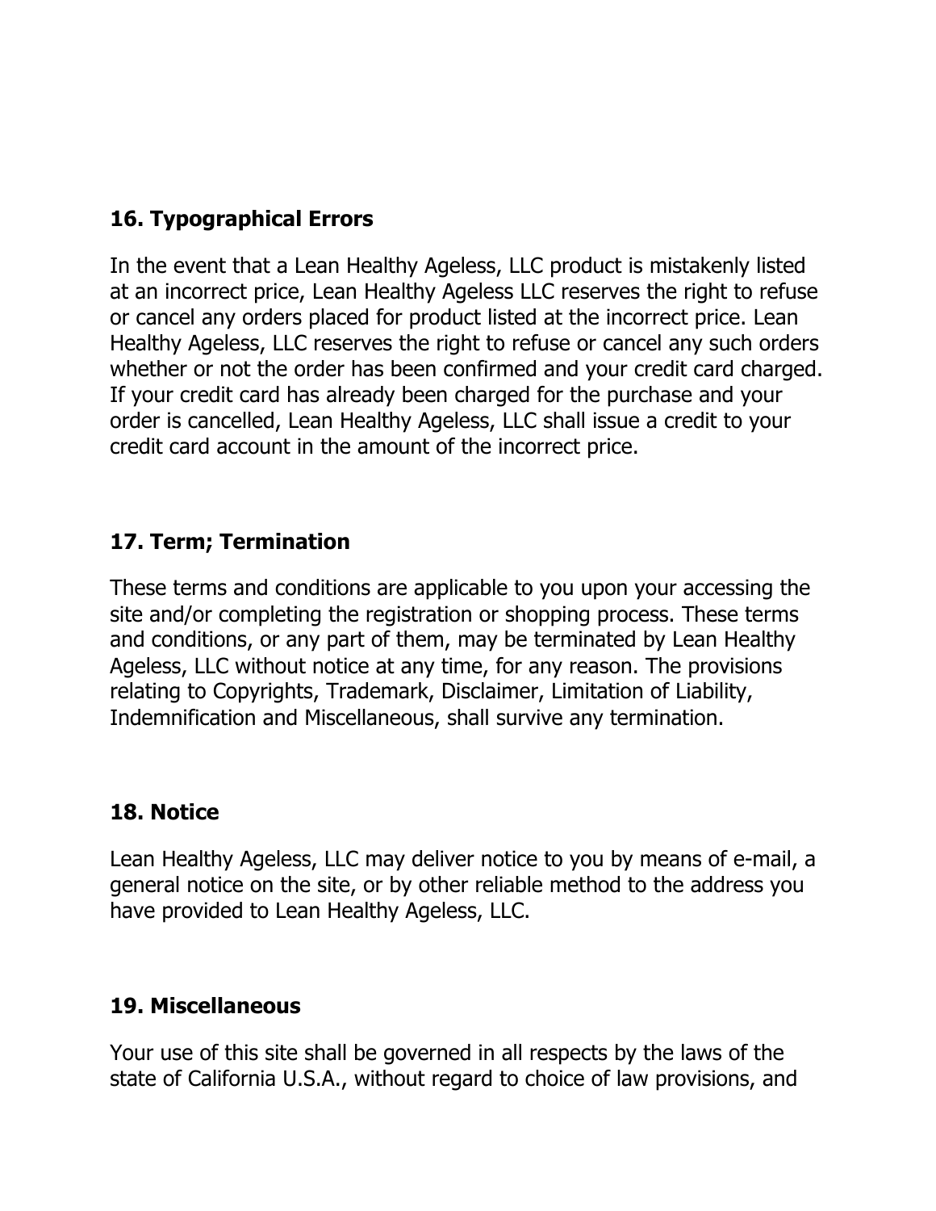### 16. Typographical Errors

In the event that a Lean Healthy Ageless, LLC product is mistakenly listed at an incorrect price, Lean Healthy Ageless LLC reserves the right to refuse or cancel any orders placed for product listed at the incorrect price. Lean Healthy Ageless, LLC reserves the right to refuse or cancel any such orders whether or not the order has been confirmed and your credit card charged. If your credit card has already been charged for the purchase and your order is cancelled, Lean Healthy Ageless, LLC shall issue a credit to your credit card account in the amount of the incorrect price.

### 17. Term; Termination

These terms and conditions are applicable to you upon your accessing the site and/or completing the registration or shopping process. These terms and conditions, or any part of them, may be terminated by Lean Healthy Ageless, LLC without notice at any time, for any reason. The provisions relating to Copyrights, Trademark, Disclaimer, Limitation of Liability, Indemnification and Miscellaneous, shall survive any termination.

### 18. Notice

Lean Healthy Ageless, LLC may deliver notice to you by means of e-mail, a general notice on the site, or by other reliable method to the address you have provided to Lean Healthy Ageless, LLC.

### 19. Miscellaneous

Your use of this site shall be governed in all respects by the laws of the state of California U.S.A., without regard to choice of law provisions, and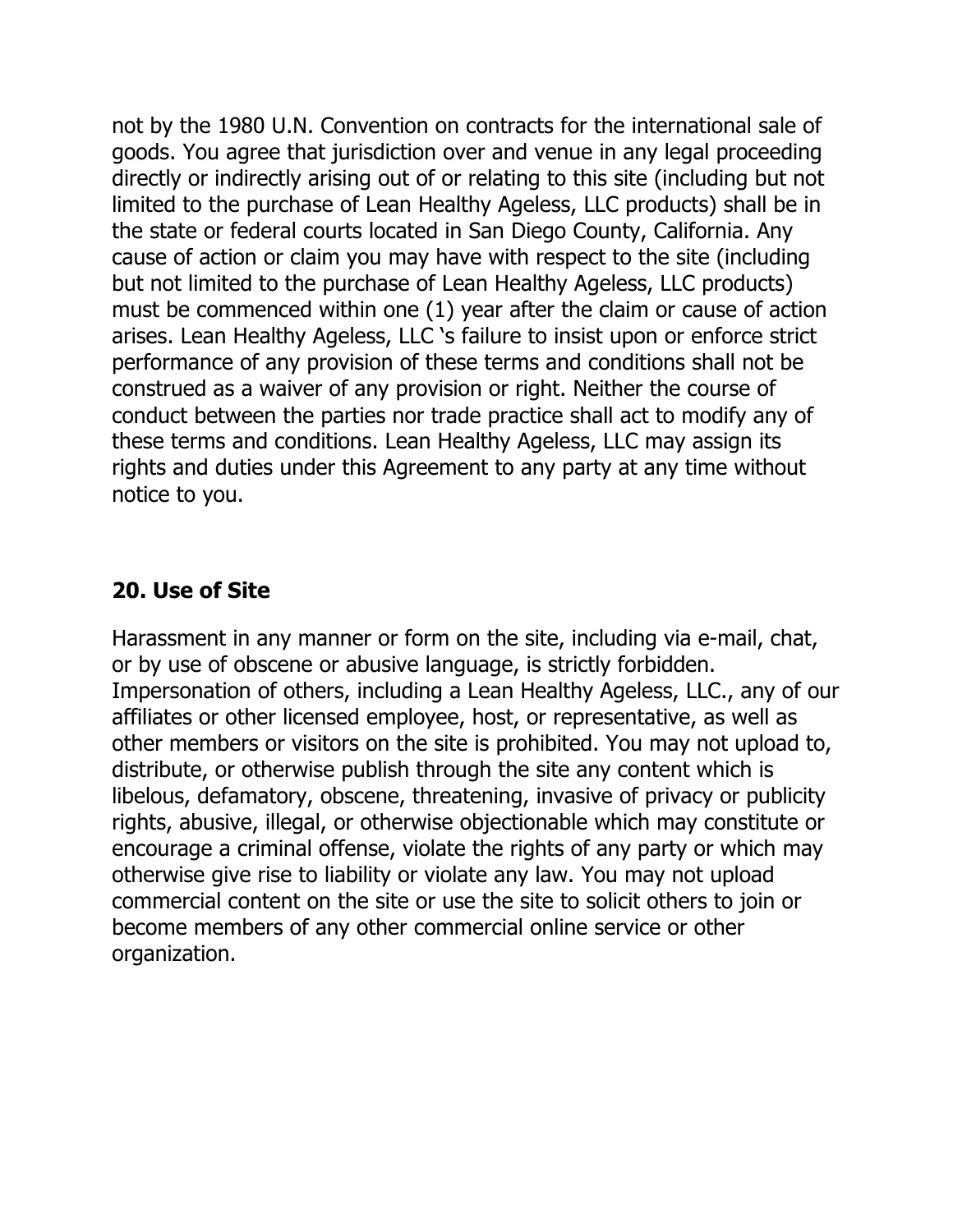not by the 1980 U.N. Convention on contracts for the international sale of goods. You agree that jurisdiction over and venue in any legal proceeding directly or indirectly arising out of or relating to this site (including but not limited to the purchase of Lean Healthy Ageless, LLC products) shall be in the state or federal courts located in San Diego County, California. Any cause of action or claim you may have with respect to the site (including but not limited to the purchase of Lean Healthy Ageless, LLC products) must be commenced within one (1) year after the claim or cause of action arises. Lean Healthy Ageless, LLC 's failure to insist upon or enforce strict performance of any provision of these terms and conditions shall not be construed as a waiver of any provision or right. Neither the course of conduct between the parties nor trade practice shall act to modify any of these terms and conditions. Lean Healthy Ageless, LLC may assign its rights and duties under this Agreement to any party at any time without notice to you.

## 20. Use of Site

Harassment in any manner or form on the site, including via e-mail, chat, or by use of obscene or abusive language, is strictly forbidden. Impersonation of others, including a Lean Healthy Ageless, LLC., any of our affiliates or other licensed employee, host, or representative, as well as other members or visitors on the site is prohibited. You may not upload to, distribute, or otherwise publish through the site any content which is libelous, defamatory, obscene, threatening, invasive of privacy or publicity rights, abusive, illegal, or otherwise objectionable which may constitute or encourage a criminal offense, violate the rights of any party or which may otherwise give rise to liability or violate any law. You may not upload commercial content on the site or use the site to solicit others to join or become members of any other commercial online service or other organization.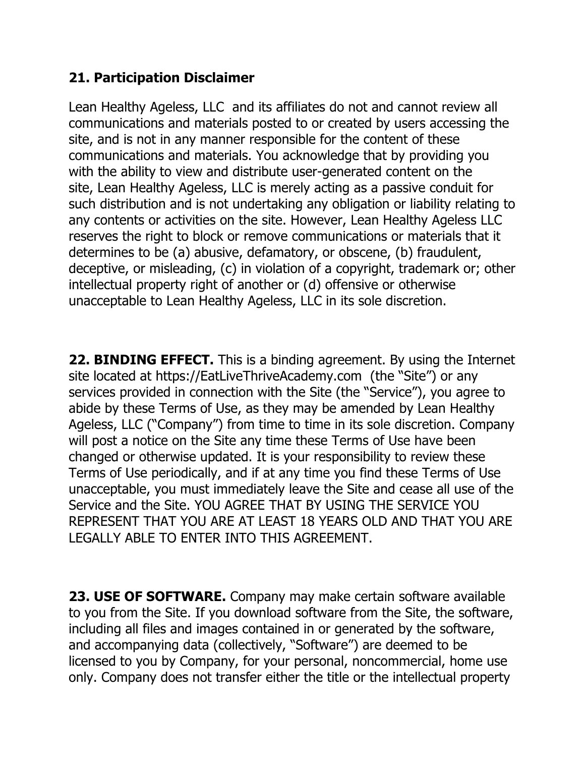### 21. Participation Disclaimer

Lean Healthy Ageless, LLC  and its affiliates do not and cannot review all communications and materials posted to or created by users accessing the site, and is not in any manner responsible for the content of these communications and materials. You acknowledge that by providing you with the ability to view and distribute user-generated content on the site, Lean Healthy Ageless, LLC is merely acting as a passive conduit for such distribution and is not undertaking any obligation or liability relating to any contents or activities on the site. However, Lean Healthy Ageless LLC reserves the right to block or remove communications or materials that it determines to be (a) abusive, defamatory, or obscene, (b) fraudulent, deceptive, or misleading, (c) in violation of a copyright, trademark or; other intellectual property right of another or (d) offensive or otherwise unacceptable to Lean Healthy Ageless, LLC in its sole discretion.

**22. BINDING EFFECT.** This is a binding agreement. By using the Internet site located at https://EatLiveThriveAcademy.com  (the "Site") or any services provided in connection with the Site (the "Service"), you agree to abide by these Terms of Use, as they may be amended by Lean Healthy Ageless, LLC ("Company") from time to time in its sole discretion. Company will post a notice on the Site any time these Terms of Use have been changed or otherwise updated. It is your responsibility to review these Terms of Use periodically, and if at any time you find these Terms of Use unacceptable, you must immediately leave the Site and cease all use of the Service and the Site. YOU AGREE THAT BY USING THE SERVICE YOU REPRESENT THAT YOU ARE AT LEAST 18 YEARS OLD AND THAT YOU ARE LEGALLY ABLE TO ENTER INTO THIS AGREEMENT.

**23. USE OF SOFTWARE.** Company may make certain software available to you from the Site. If you download software from the Site, the software, including all files and images contained in or generated by the software, and accompanying data (collectively, "Software") are deemed to be licensed to you by Company, for your personal, noncommercial, home use only. Company does not transfer either the title or the intellectual property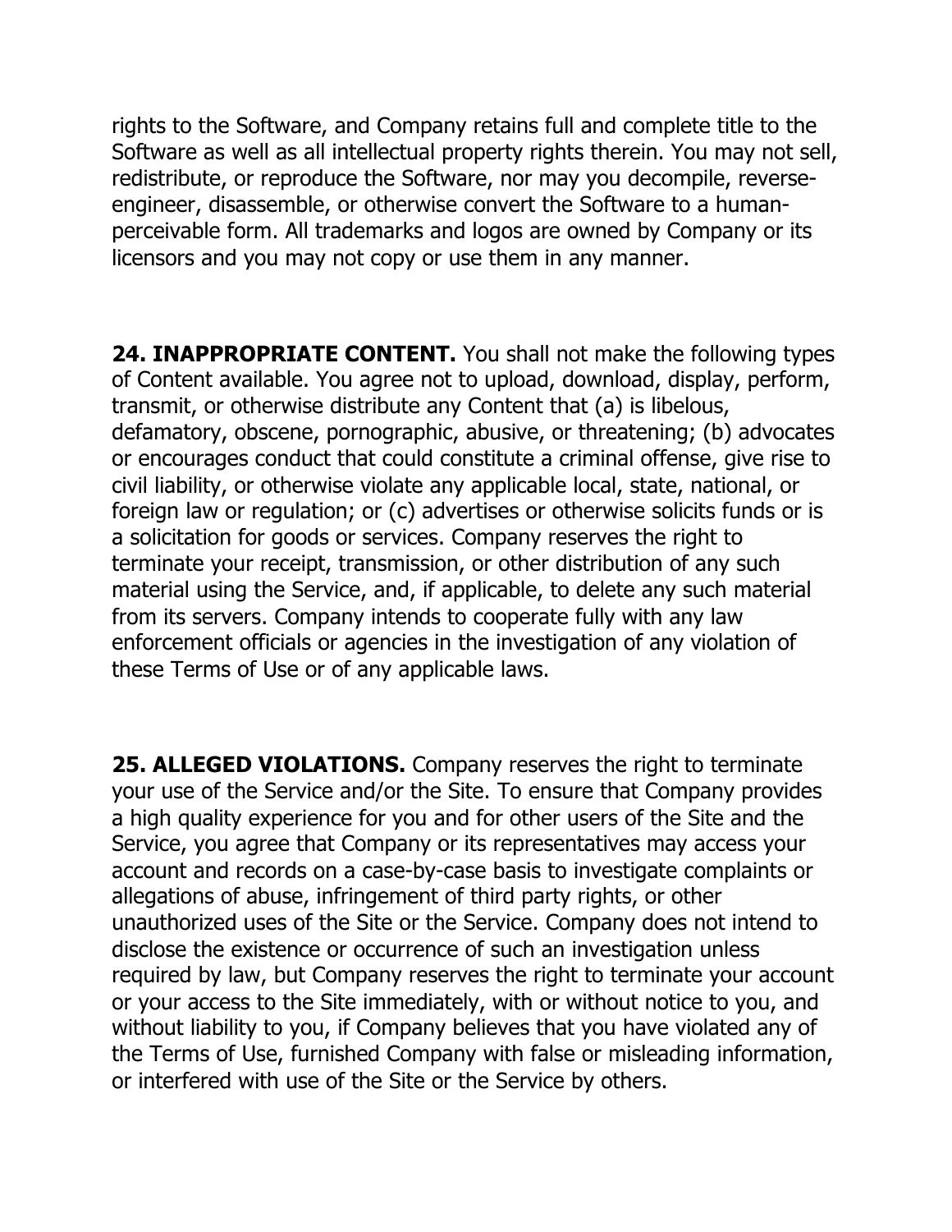rights to the Software, and Company retains full and complete title to the Software as well as all intellectual property rights therein. You may not sell, redistribute, or reproduce the Software, nor may you decompile, reverse-engineer, disassemble, or otherwise convert the Software to a human-perceivable form. All trademarks and logos are owned by Company or its licensors and you may not copy or use them in any manner.

**24. INAPPROPRIATE CONTENT.** You shall not make the following types of Content available. You agree not to upload, download, display, perform, transmit, or otherwise distribute any Content that (a) is libelous, defamatory, obscene, pornographic, abusive, or threatening; (b) advocates or encourages conduct that could constitute a criminal offense, give rise to civil liability, or otherwise violate any applicable local, state, national, or foreign law or regulation; or (c) advertises or otherwise solicits funds or is a solicitation for goods or services. Company reserves the right to terminate your receipt, transmission, or other distribution of any such material using the Service, and, if applicable, to delete any such material from its servers. Company intends to cooperate fully with any law enforcement officials or agencies in the investigation of any violation of these Terms of Use or of any applicable laws.

**25. ALLEGED VIOLATIONS.** Company reserves the right to terminate your use of the Service and/or the Site. To ensure that Company provides a high quality experience for you and for other users of the Site and the Service, you agree that Company or its representatives may access your account and records on a case-by-case basis to investigate complaints or allegations of abuse, infringement of third party rights, or other unauthorized uses of the Site or the Service. Company does not intend to disclose the existence or occurrence of such an investigation unless required by law, but Company reserves the right to terminate your account or your access to the Site immediately, with or without notice to you, and without liability to you, if Company believes that you have violated any of the Terms of Use, furnished Company with false or misleading information, or interfered with use of the Site or the Service by others.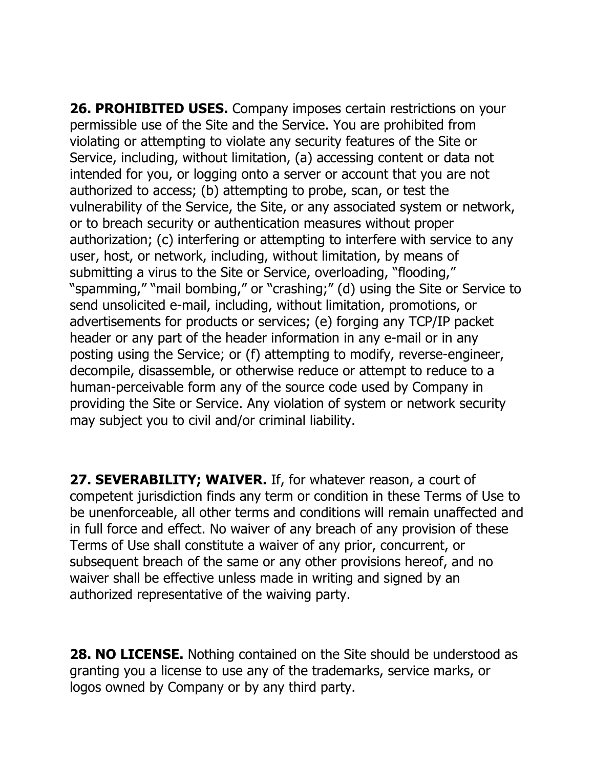**26. PROHIBITED USES.** Company imposes certain restrictions on your permissible use of the Site and the Service. You are prohibited from violating or attempting to violate any security features of the Site or Service, including, without limitation, (a) accessing content or data not intended for you, or logging onto a server or account that you are not authorized to access; (b) attempting to probe, scan, or test the vulnerability of the Service, the Site, or any associated system or network, or to breach security or authentication measures without proper authorization; (c) interfering or attempting to interfere with service to any user, host, or network, including, without limitation, by means of submitting a virus to the Site or Service, overloading, "flooding," "spamming," "mail bombing," or "crashing;" (d) using the Site or Service to send unsolicited e-mail, including, without limitation, promotions, or advertisements for products or services; (e) forging any TCP/IP packet header or any part of the header information in any e-mail or in any posting using the Service; or (f) attempting to modify, reverse-engineer, decompile, disassemble, or otherwise reduce or attempt to reduce to a human-perceivable form any of the source code used by Company in providing the Site or Service. Any violation of system or network security may subject you to civil and/or criminal liability.

**27. SEVERABILITY; WAIVER.** If, for whatever reason, a court of competent jurisdiction finds any term or condition in these Terms of Use to be unenforceable, all other terms and conditions will remain unaffected and in full force and effect. No waiver of any breach of any provision of these Terms of Use shall constitute a waiver of any prior, concurrent, or subsequent breach of the same or any other provisions hereof, and no waiver shall be effective unless made in writing and signed by an authorized representative of the waiving party.

**28. NO LICENSE.** Nothing contained on the Site should be understood as granting you a license to use any of the trademarks, service marks, or logos owned by Company or by any third party.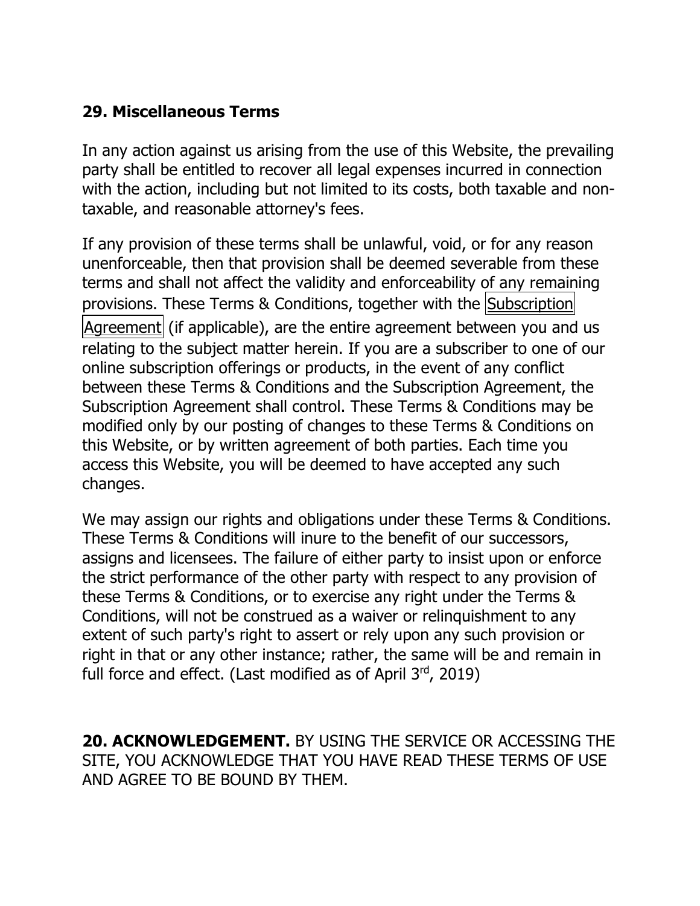## 29. Miscellaneous Terms

In any action against us arising from the use of this Website, the prevailing party shall be entitled to recover all legal expenses incurred in connection with the action, including but not limited to its costs, both taxable and non-taxable, and reasonable attorney's fees.

If any provision of these terms shall be unlawful, void, or for any reason unenforceable, then that provision shall be deemed severable from these terms and shall not affect the validity and enforceability of any remaining provisions. These Terms & Conditions, together with the Subscription Agreement (if applicable), are the entire agreement between you and us relating to the subject matter herein. If you are a subscriber to one of our online subscription offerings or products, in the event of any conflict between these Terms & Conditions and the Subscription Agreement, the Subscription Agreement shall control. These Terms & Conditions may be modified only by our posting of changes to these Terms & Conditions on this Website, or by written agreement of both parties. Each time you access this Website, you will be deemed to have accepted any such changes.

We may assign our rights and obligations under these Terms & Conditions. These Terms & Conditions will inure to the benefit of our successors, assigns and licensees. The failure of either party to insist upon or enforce the strict performance of the other party with respect to any provision of these Terms & Conditions, or to exercise any right under the Terms & Conditions, will not be construed as a waiver or relinquishment to any extent of such party's right to assert or rely upon any such provision or right in that or any other instance; rather, the same will be and remain in full force and effect. (Last modified as of April 3rd, 2019)

**20. ACKNOWLEDGEMENT.** BY USING THE SERVICE OR ACCESSING THE SITE, YOU ACKNOWLEDGE THAT YOU HAVE READ THESE TERMS OF USE AND AGREE TO BE BOUND BY THEM.